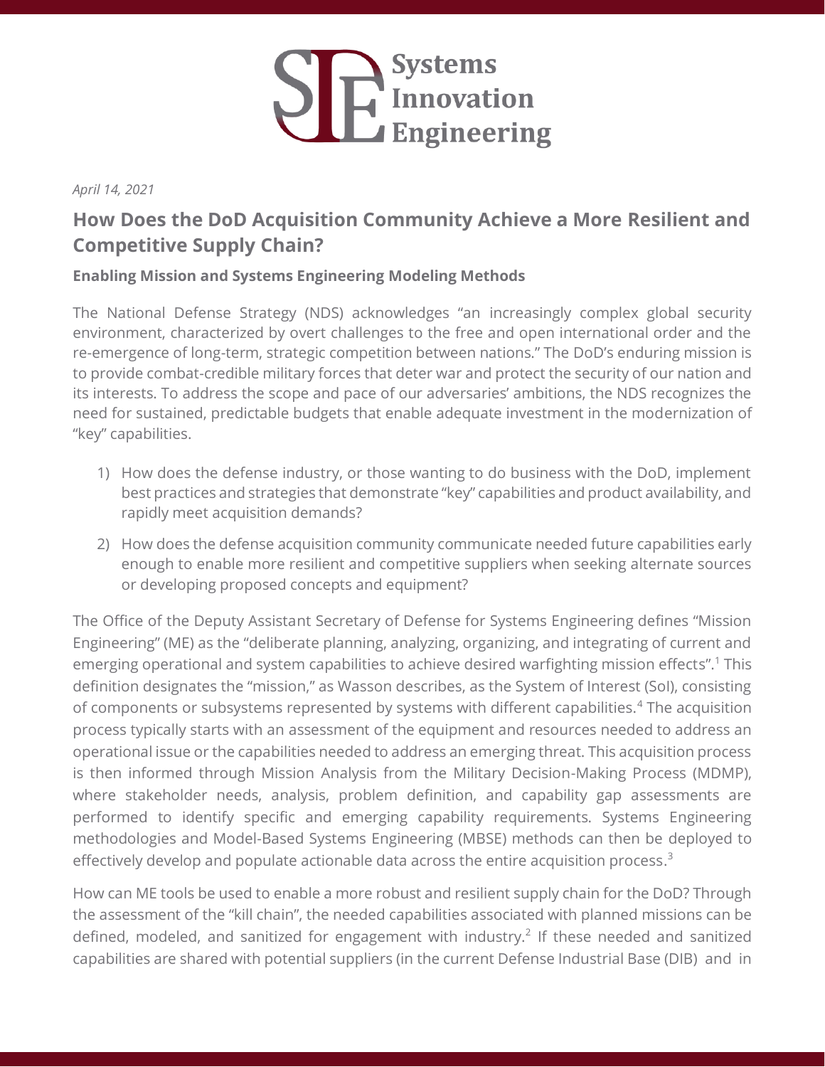Systems Innovation Engineering

*April 14, 2021*

# How Does the DoD Acquisition Community Achieve a More Resilient and Competitive Supply Chain?

### Enabling Mission and Systems Engineering Modeling Methods

The National Defense Strategy (NDS) acknowledges "an increasingly complex global security environment, characterized by overt challenges to the free and open international order and the re-emergence of long-term, strategic competition between nations." The DoD's enduring mission is to provide combat-credible military forces that deter war and protect the security of our nation and its interests. To address the scope and pace of our adversaries' ambitions, the NDS recognizes the need for sustained, predictable budgets that enable adequate investment in the modernization of "key" capabilities.

1) How does the defense industry, or those wanting to do business with the DoD, implement best practices and strategies that demonstrate "key" capabilities and product availability, and rapidly meet acquisition demands?

2) How does the defense acquisition community communicate needed future capabilities early enough to enable more resilient and competitive suppliers when seeking alternate sources or developing proposed concepts and equipment?

The Office of the Deputy Assistant Secretary of Defense for Systems Engineering defines "Mission Engineering" (ME) as the "deliberate planning, analyzing, organizing, and integrating of current and emerging operational and system capabilities to achieve desired warfighting mission effects".[1] This definition designates the "mission," as Wasson describes, as the System of Interest (SoI), consisting of components or subsystems represented by systems with different capabilities.[4] The acquisition process typically starts with an assessment of the equipment and resources needed to address an operational issue or the capabilities needed to address an emerging threat. This acquisition process is then informed through Mission Analysis from the Military Decision-Making Process (MDMP), where stakeholder needs, analysis, problem definition, and capability gap assessments are performed to identify specific and emerging capability requirements. Systems Engineering methodologies and Model-Based Systems Engineering (MBSE) methods can then be deployed to effectively develop and populate actionable data across the entire acquisition process.[3]

How can ME tools be used to enable a more robust and resilient supply chain for the DoD? Through the assessment of the "kill chain", the needed capabilities associated with planned missions can be defined, modeled, and sanitized for engagement with industry.[2] If these needed and sanitized capabilities are shared with potential suppliers (in the current Defense Industrial Base (DIB) and in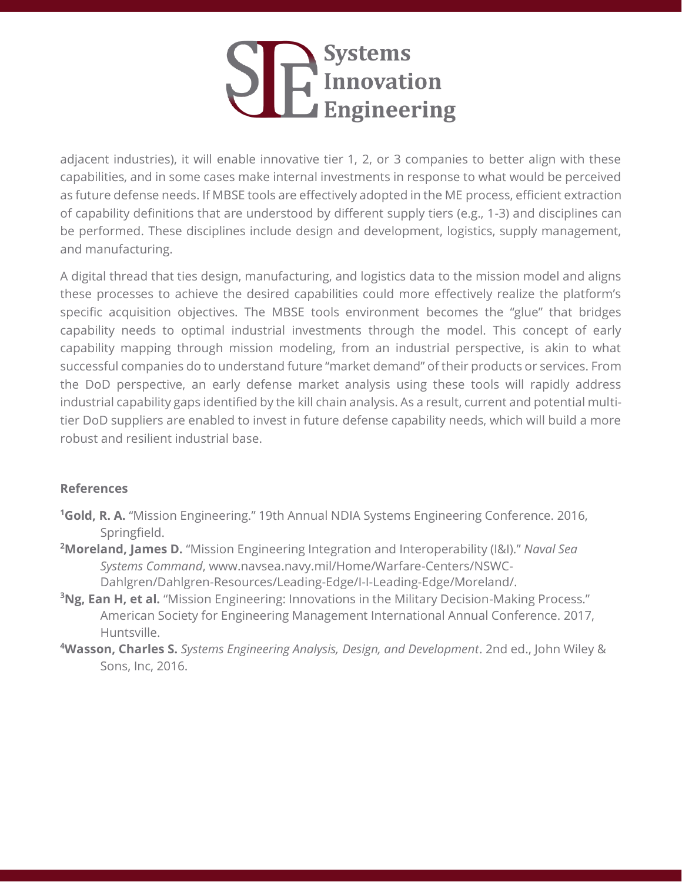adjacent industries), it will enable innovative tier 1, 2, or 3 companies to better align with these capabilities, and in some cases make internal investments in response to what would be perceived as future defense needs. If MBSE tools are effectively adopted in the ME process, efficient extraction of capability definitions that are understood by different supply tiers (e.g., 1-3) and disciplines can be performed. These disciplines include design and development, logistics, supply management, and manufacturing.

A digital thread that ties design, manufacturing, and logistics data to the mission model and aligns these processes to achieve the desired capabilities could more effectively realize the platform's specific acquisition objectives. The MBSE tools environment becomes the "glue" that bridges capability needs to optimal industrial investments through the model. This concept of early capability mapping through mission modeling, from an industrial perspective, is akin to what successful companies do to understand future "market demand" of their products or services. From the DoD perspective, an early defense market analysis using these tools will rapidly address industrial capability gaps identified by the kill chain analysis. As a result, current and potential multi-tier DoD suppliers are enabled to invest in future defense capability needs, which will build a more robust and resilient industrial base.

## References

[1]**Gold, R. A.** "Mission Engineering." 19th Annual NDIA Systems Engineering Conference. 2016, Springfield.

[2]**Moreland, James D.** "Mission Engineering Integration and Interoperability (I&I)." *Naval Sea Systems Command*, www.navsea.navy.mil/Home/Warfare-Centers/NSWC-Dahlgren/Dahlgren-Resources/Leading-Edge/I-I-Leading-Edge/Moreland/.

[3]**Ng, Ean H, et al.** "Mission Engineering: Innovations in the Military Decision-Making Process." American Society for Engineering Management International Annual Conference. 2017, Huntsville.

[4]**Wasson, Charles S.** *Systems Engineering Analysis, Design, and Development*. 2nd ed., John Wiley & Sons, Inc, 2016.